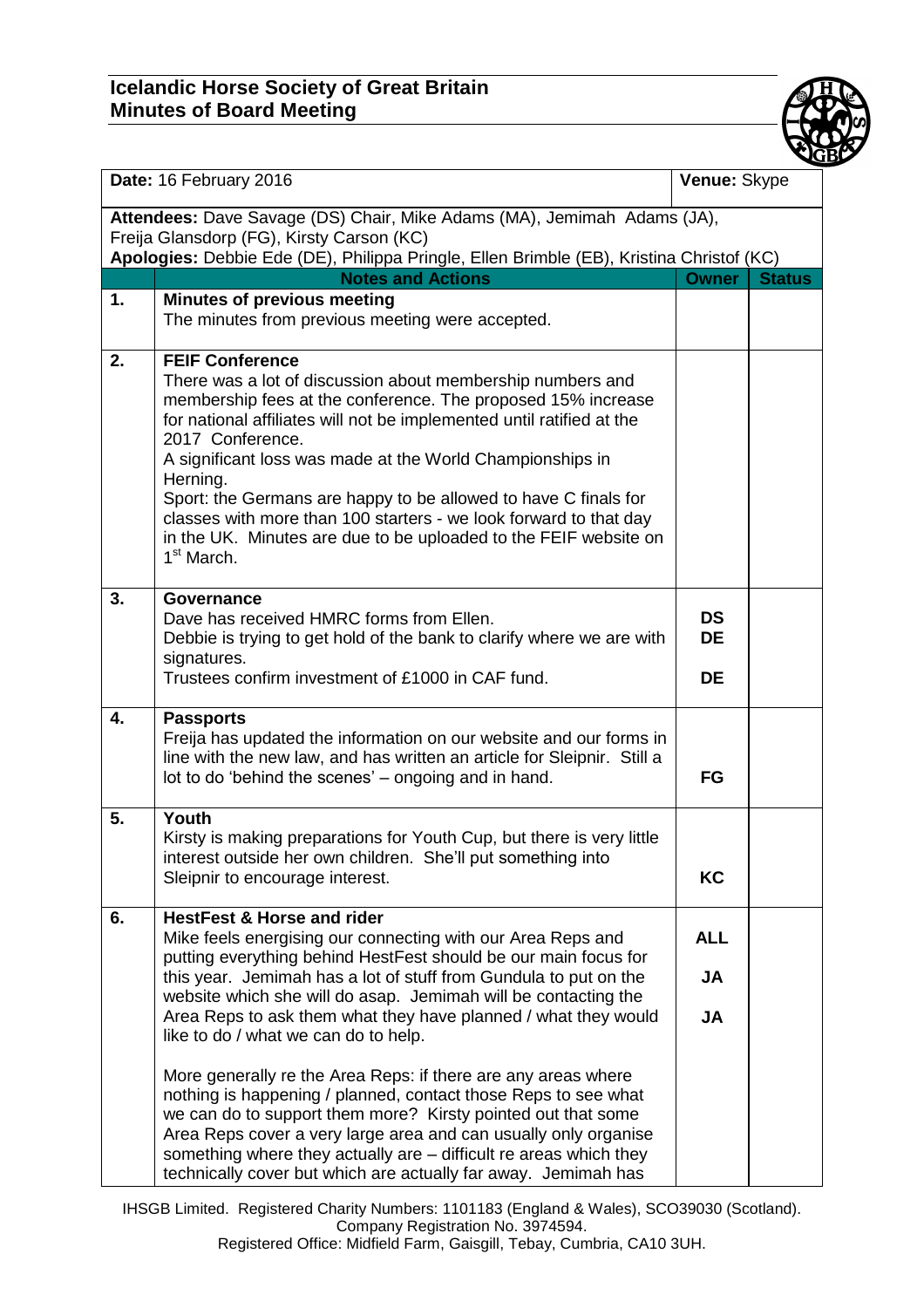# Icelandic Horse Society of Great Britain
## Minutes of Board Meeting

| **Date:** 16 February 2016 | | **Venue:** Skype | |
|---|---|---|---|
| **Attendees:** Dave Savage (DS) Chair, Mike Adams (MA), Jemimah Adams (JA), Freija Glansdorp (FG), Kirsty Carson (KC)<br>**Apologies:** Debbie Ede (DE), Philippa Pringle, Ellen Brimble (EB), Kristina Christof (KC) | | | |
| | **Notes and Actions** | **Owner** | **Status** |
| **1.** | **Minutes of previous meeting**<br>The minutes from previous meeting were accepted. | | |
| **2.** | **FEIF Conference**<br>There was a lot of discussion about membership numbers and membership fees at the conference. The proposed 15% increase for national affiliates will not be implemented until ratified at the 2017 Conference.<br>A significant loss was made at the World Championships in Herning.<br>Sport: the Germans are happy to be allowed to have C finals for classes with more than 100 starters - we look forward to that day in the UK. Minutes are due to be uploaded to the FEIF website on 1st March. | | |
| **3.** | **Governance**<br>Dave has received HMRC forms from Ellen.<br>Debbie is trying to get hold of the bank to clarify where we are with signatures.<br>Trustees confirm investment of £1000 in CAF fund. | **DS**<br>**DE**<br><br>**DE** | |
| **4.** | **Passports**<br>Freija has updated the information on our website and our forms in line with the new law, and has written an article for Sleipnir. Still a lot to do 'behind the scenes' – ongoing and in hand. | **FG** | |
| **5.** | **Youth**<br>Kirsty is making preparations for Youth Cup, but there is very little interest outside her own children. She'll put something into Sleipnir to encourage interest. | **KC** | |
| **6.** | **HestFest & Horse and rider**<br>Mike feels energising our connecting with our Area Reps and putting everything behind HestFest should be our main focus for this year. Jemimah has a lot of stuff from Gundula to put on the website which she will do asap. Jemimah will be contacting the Area Reps to ask them what they have planned / what they would like to do / what we can do to help.<br><br>More generally re the Area Reps: if there are any areas where nothing is happening / planned, contact those Reps to see what we can do to support them more? Kirsty pointed out that some Area Reps cover a very large area and can usually only organise something where they actually are – difficult re areas which they technically cover but which are actually far away. Jemimah has | **ALL**<br><br>**JA**<br><br>**JA** | |

IHSGB Limited. Registered Charity Numbers: 1101183 (England & Wales), SCO39030 (Scotland). Company Registration No. 3974594.
Registered Office: Midfield Farm, Gaisgill, Tebay, Cumbria, CA10 3UH.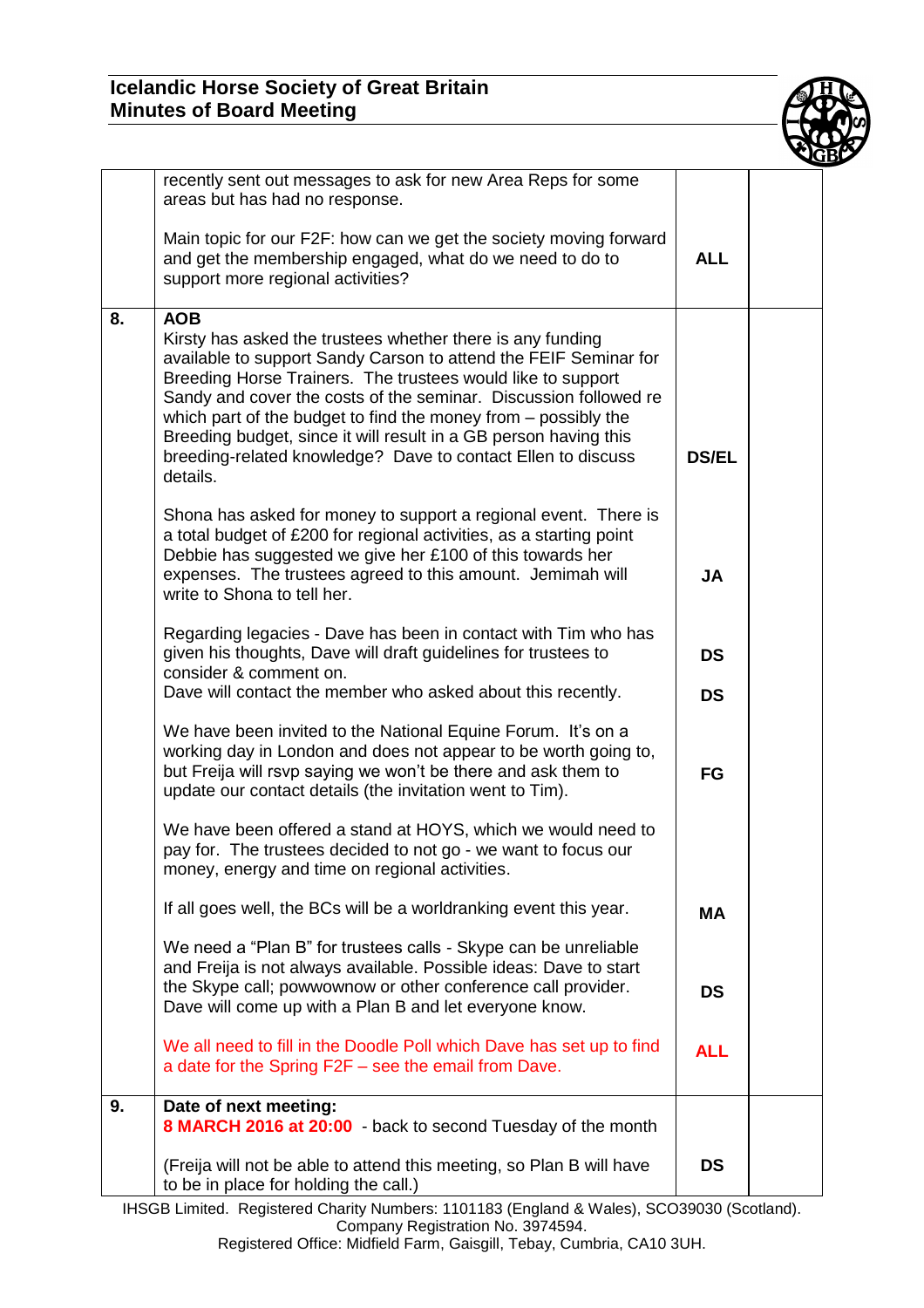| | | | |
|---|---|---|---|
| | recently sent out messages to ask for new Area Reps for some areas but has had no response.<br><br>Main topic for our F2F: how can we get the society moving forward and get the membership engaged, what do we need to do to support more regional activities? | **ALL** | |
| **8.** | **AOB**<br>Kirsty has asked the trustees whether there is any funding available to support Sandy Carson to attend the FEIF Seminar for Breeding Horse Trainers. The trustees would like to support Sandy and cover the costs of the seminar. Discussion followed re which part of the budget to find the money from – possibly the Breeding budget, since it will result in a GB person having this breeding-related knowledge? Dave to contact Ellen to discuss details. | **DS/EL** | |
| | Shona has asked for money to support a regional event. There is a total budget of £200 for regional activities, as a starting point Debbie has suggested we give her £100 of this towards her expenses. The trustees agreed to this amount. Jemimah will write to Shona to tell her. | **JA** | |
| | Regarding legacies - Dave has been in contact with Tim who has given his thoughts, Dave will draft guidelines for trustees to consider & comment on. | **DS** | |
| | Dave will contact the member who asked about this recently. | **DS** | |
| | We have been invited to the National Equine Forum. It's on a working day in London and does not appear to be worth going to, but Freija will rsvp saying we won't be there and ask them to update our contact details (the invitation went to Tim). | **FG** | |
| | We have been offered a stand at HOYS, which we would need to pay for. The trustees decided to not go - we want to focus our money, energy and time on regional activities. | | |
| | If all goes well, the BCs will be a worldranking event this year. | **MA** | |
| | We need a "Plan B" for trustees calls - Skype can be unreliable and Freija is not always available. Possible ideas: Dave to start the Skype call; powwownow or other conference call provider. Dave will come up with a Plan B and let everyone know. | **DS** | |
| | We all need to fill in the Doodle Poll which Dave has set up to find a date for the Spring F2F – see the email from Dave. | **ALL** | |
| **9.** | **Date of next meeting:**<br>**8 MARCH 2016 at 20:00** - back to second Tuesday of the month<br><br>(Freija will not be able to attend this meeting, so Plan B will have to be in place for holding the call.) | **DS** | |

IHSGB Limited. Registered Charity Numbers: 1101183 (England & Wales), SCO39030 (Scotland). Company Registration No. 3974594.
Registered Office: Midfield Farm, Gaisgill, Tebay, Cumbria, CA10 3UH.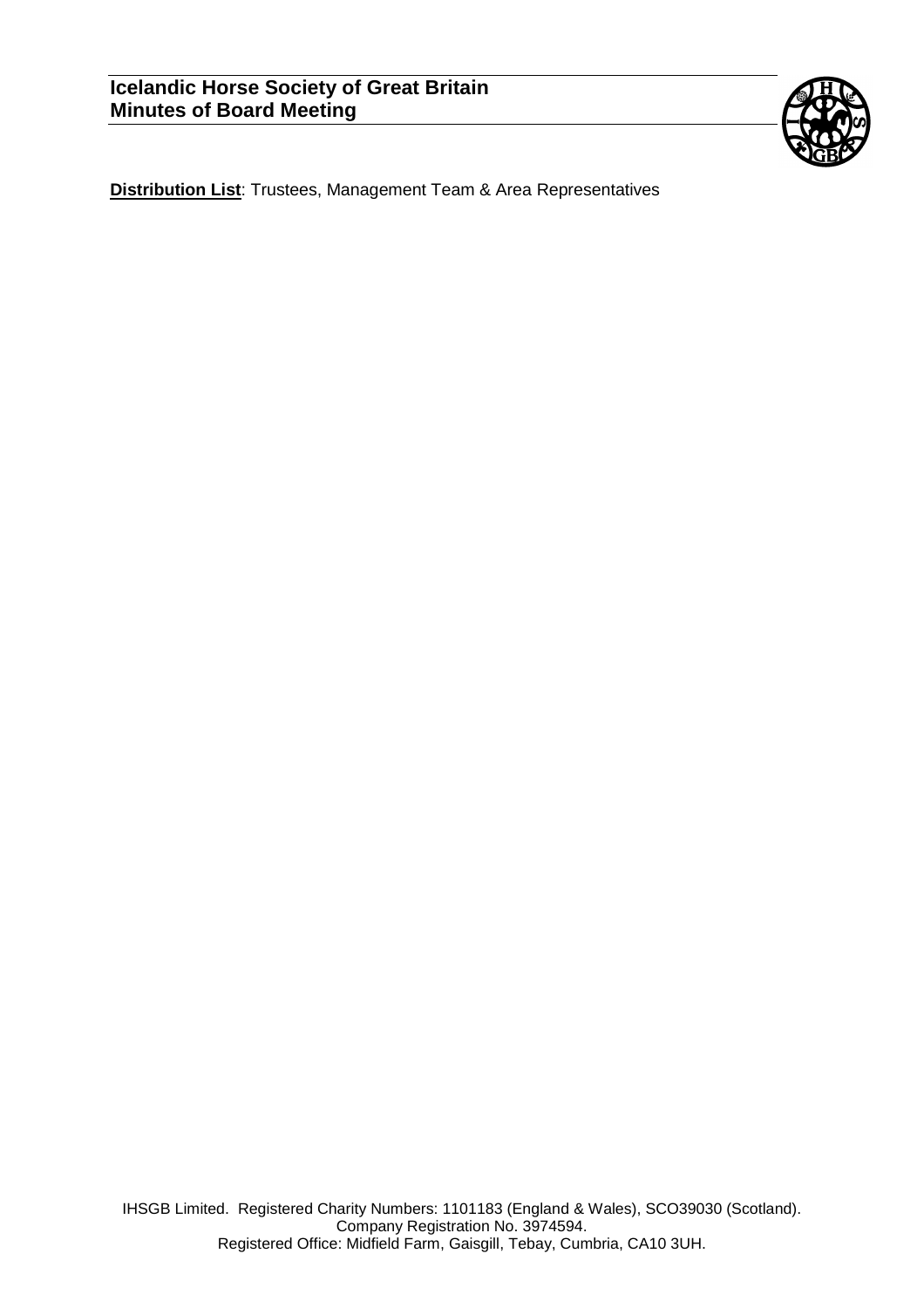**Distribution List**: Trustees, Management Team & Area Representatives